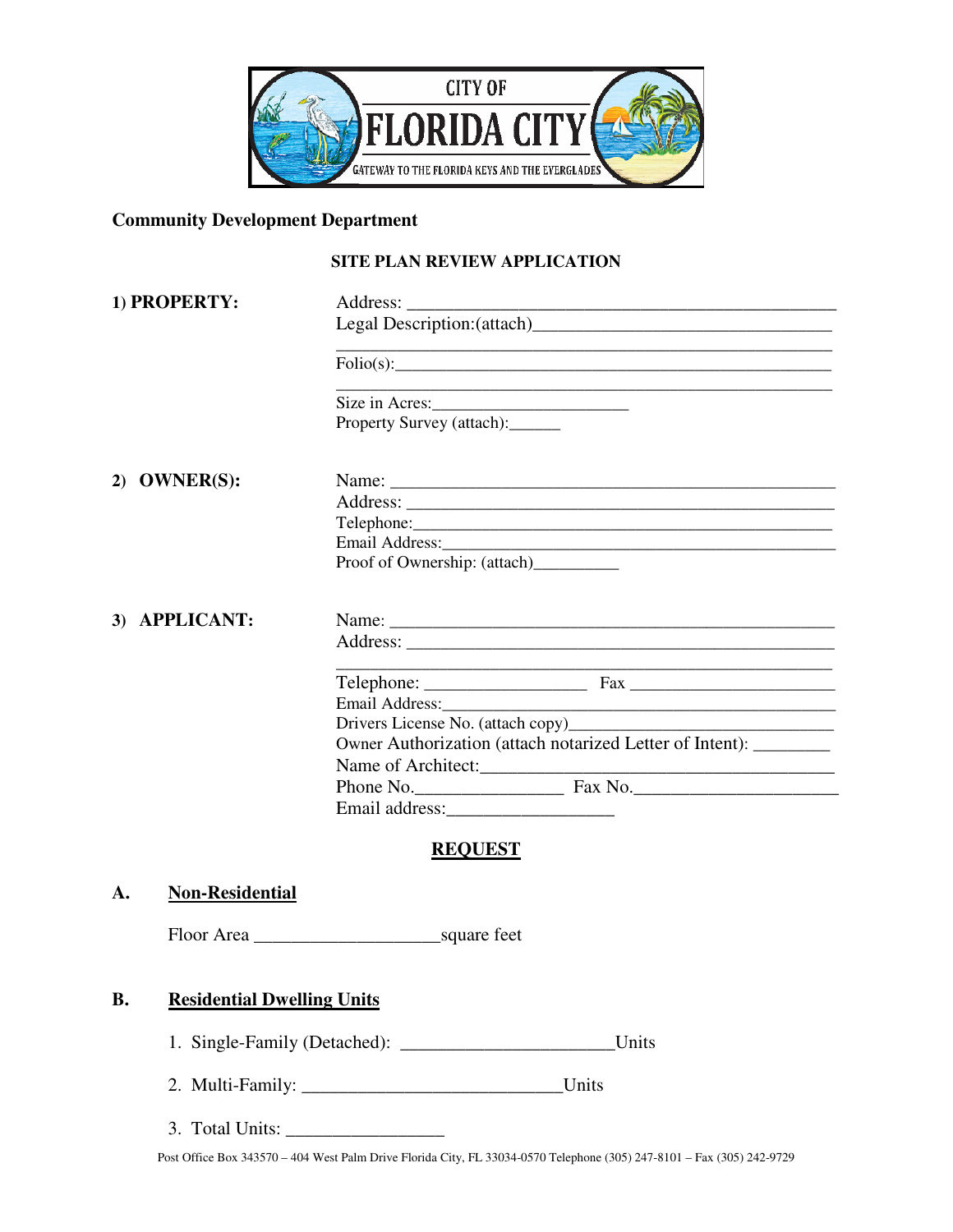CITY OF

# FLORIDA CITY

GATEWAY TO THE FLORIDA KEYS AND THE EVERGLADES

**Community Development Department**

## SITE PLAN REVIEW APPLICATION

**1) PROPERTY:**

Address: ______________________________________________

Legal Description:(attach)_______________________________

________________________________________________________

Folio(s):_______________________________________________

________________________________________________________

Size in Acres:______________________

Property Survey (attach):______

**2) OWNER(S):**

Name: ________________________________________________

Address: ______________________________________________

Telephone:_____________________________________________

Email Address:__________________________________________

Proof of Ownership: (attach)_________

**3) APPLICANT:**

Name: ________________________________________________

Address: ______________________________________________

________________________________________________________

Telephone: _________________ Fax ______________________

Email Address:__________________________________________

Drivers License No. (attach copy)_____________________________

Owner Authorization (attach notarized Letter of Intent): ________

Name of Architect:_______________________________________

Phone No.________________ Fax No.______________________

Email address:__________________

## REQUEST

**A. Non-Residential**

Floor Area ____________________square feet

**B. Residential Dwelling Units**

1. Single-Family (Detached): ______________________Units
2. Multi-Family: ___________________________Units
3. Total Units: ________________

Post Office Box 343570 – 404 West Palm Drive Florida City, FL 33034-0570 Telephone (305) 247-8101 – Fax (305) 242-9729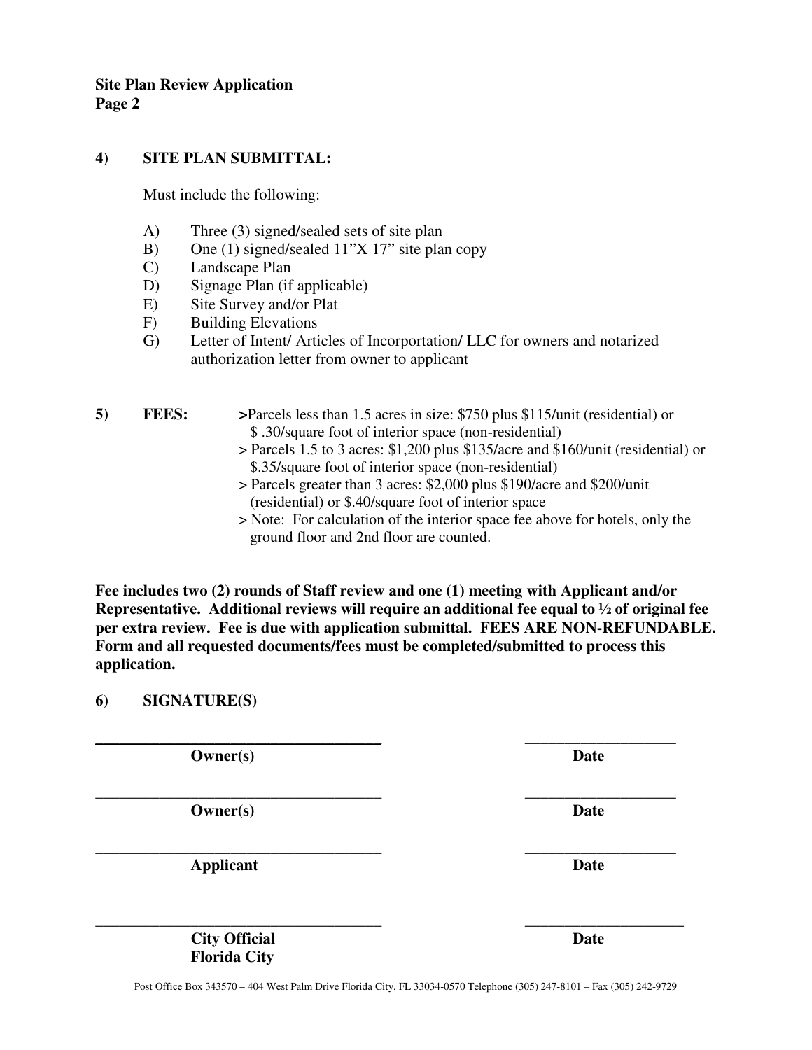**Site Plan Review Application**
**Page 2**

**4) SITE PLAN SUBMITTAL:**

Must include the following:

A) Three (3) signed/sealed sets of site plan
B) One (1) signed/sealed 11"X 17" site plan copy
C) Landscape Plan
D) Signage Plan (if applicable)
E) Site Survey and/or Plat
F) Building Elevations
G) Letter of Intent/ Articles of Incorportation/ LLC for owners and notarized authorization letter from owner to applicant

**5) FEES:**

- >Parcels less than 1.5 acres in size: $750 plus $115/unit (residential) or $ .30/square foot of interior space (non-residential)
- > Parcels 1.5 to 3 acres: $1,200 plus $135/acre and $160/unit (residential) or $.35/square foot of interior space (non-residential)
- > Parcels greater than 3 acres: $2,000 plus $190/acre and $200/unit (residential) or $.40/square foot of interior space
- > Note: For calculation of the interior space fee above for hotels, only the ground floor and 2nd floor are counted.

**Fee includes two (2) rounds of Staff review and one (1) meeting with Applicant and/or Representative. Additional reviews will require an additional fee equal to ½ of original fee per extra review. Fee is due with application submittal. FEES ARE NON-REFUNDABLE. Form and all requested documents/fees must be completed/submitted to process this application.**

**6) SIGNATURE(S)**

_____________________________________ ___________________
**Owner(s)** **Date**

_____________________________________ ___________________
**Owner(s)** **Date**

_____________________________________ ___________________
**Applicant** **Date**

_____________________________________ ___________________
**City Official** **Date**
**Florida City**

Post Office Box 343570 – 404 West Palm Drive Florida City, FL 33034-0570 Telephone (305) 247-8101 – Fax (305) 242-9729